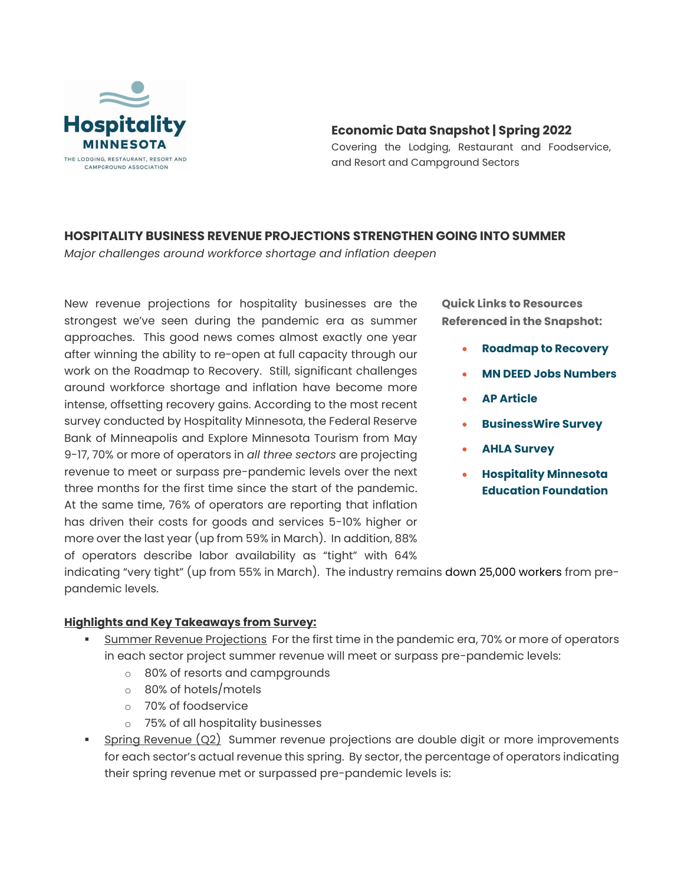Hospitality MINNESOTA

THE LODGING, RESTAURANT, RESORT AND CAMPGROUND ASSOCIATION

**Economic Data Snapshot | Spring 2022**

Covering the Lodging, Restaurant and Foodservice, and Resort and Campground Sectors

## HOSPITALITY BUSINESS REVENUE PROJECTIONS STRENGTHEN GOING INTO SUMMER

*Major challenges around workforce shortage and inflation deepen*

New revenue projections for hospitality businesses are the strongest we've seen during the pandemic era as summer approaches. This good news comes almost exactly one year after winning the ability to re-open at full capacity through our work on the Roadmap to Recovery. Still, significant challenges around workforce shortage and inflation have become more intense, offsetting recovery gains. According to the most recent survey conducted by Hospitality Minnesota, the Federal Reserve Bank of Minneapolis and Explore Minnesota Tourism from May 9-17, 70% or more of operators in *all three sectors* are projecting revenue to meet or surpass pre-pandemic levels over the next three months for the first time since the start of the pandemic. At the same time, 76% of operators are reporting that inflation has driven their costs for goods and services 5-10% higher or more over the last year (up from 59% in March). In addition, 88% of operators describe labor availability as "tight" with 64% indicating "very tight" (up from 55% in March). The industry remains down 25,000 workers from pre-pandemic levels.

**Quick Links to Resources Referenced in the Snapshot:**

- **Roadmap to Recovery**
- **MN DEED Jobs Numbers**
- **AP Article**
- **BusinessWire Survey**
- **AHLA Survey**
- **Hospitality Minnesota Education Foundation**

**Highlights and Key Takeaways from Survey:**

- Summer Revenue Projections For the first time in the pandemic era, 70% or more of operators in each sector project summer revenue will meet or surpass pre-pandemic levels:
  - 80% of resorts and campgrounds
  - 80% of hotels/motels
  - 70% of foodservice
  - 75% of all hospitality businesses
- Spring Revenue (Q2) Summer revenue projections are double digit or more improvements for each sector's actual revenue this spring. By sector, the percentage of operators indicating their spring revenue met or surpassed pre-pandemic levels is: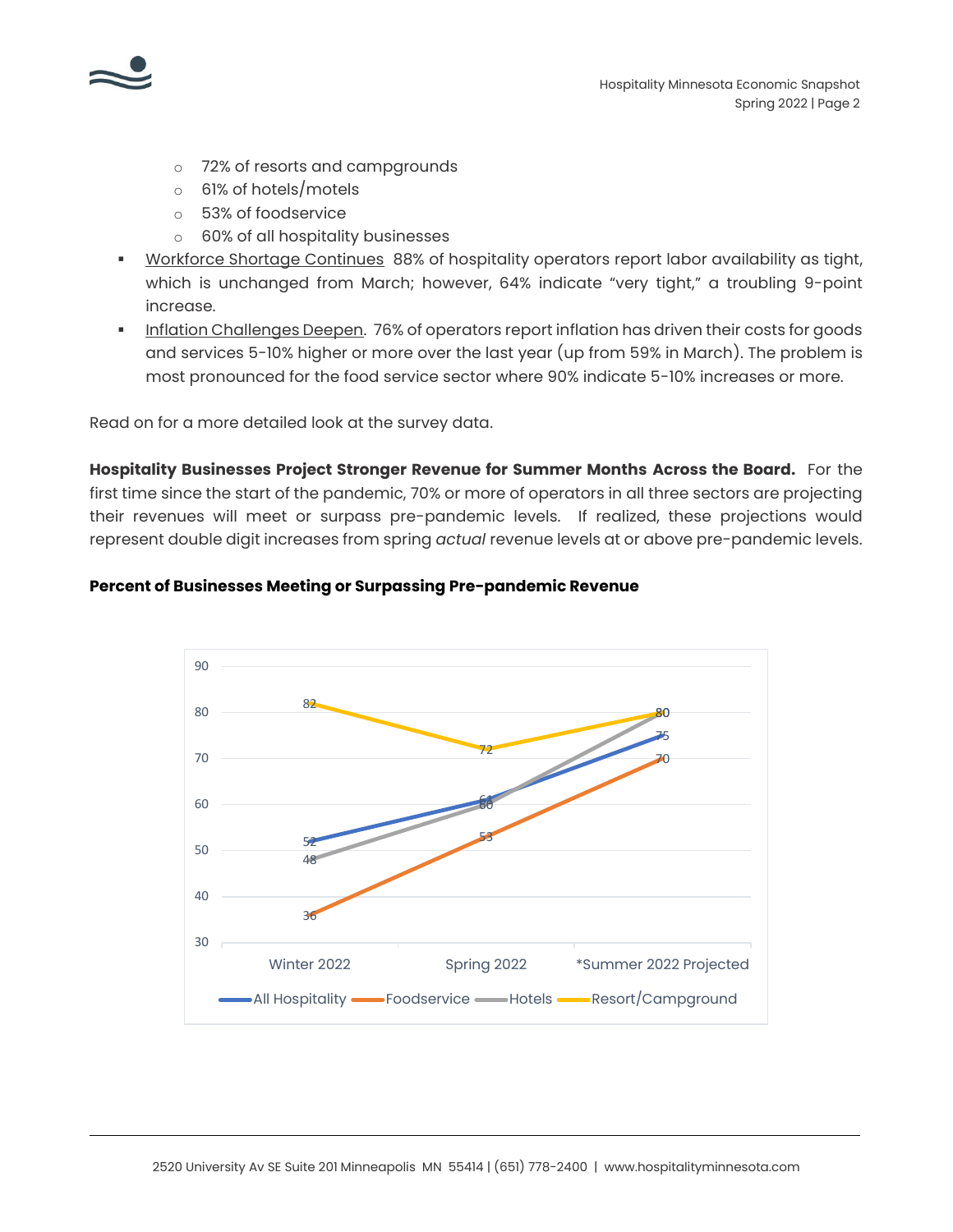- 72% of resorts and campgrounds
- 61% of hotels/motels
- 53% of foodservice
- 60% of all hospitality businesses

- Workforce Shortage Continues 88% of hospitality operators report labor availability as tight, which is unchanged from March; however, 64% indicate "very tight," a troubling 9-point increase.
- Inflation Challenges Deepen. 76% of operators report inflation has driven their costs for goods and services 5-10% higher or more over the last year (up from 59% in March). The problem is most pronounced for the food service sector where 90% indicate 5-10% increases or more.

Read on for a more detailed look at the survey data.

**Hospitality Businesses Project Stronger Revenue for Summer Months Across the Board.** For the first time since the start of the pandemic, 70% or more of operators in all three sectors are projecting their revenues will meet or surpass pre-pandemic levels. If realized, these projections would represent double digit increases from spring *actual* revenue levels at or above pre-pandemic levels.

**Percent of Businesses Meeting or Surpassing Pre-pandemic Revenue**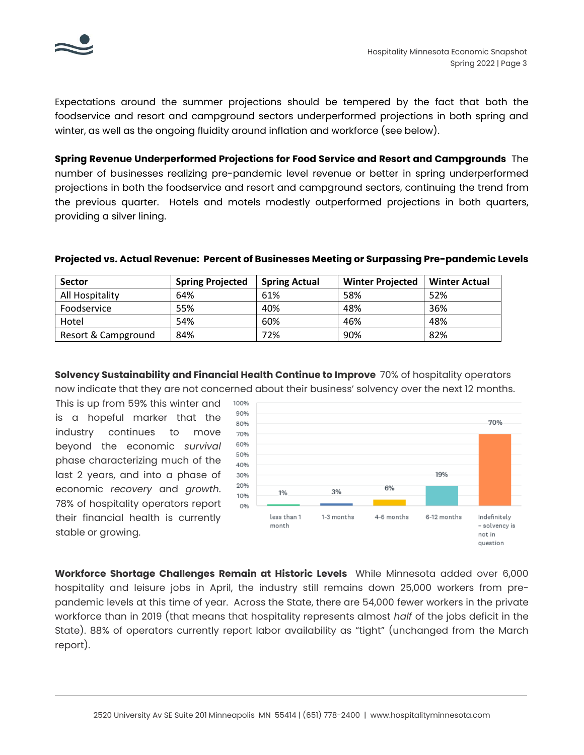Expectations around the summer projections should be tempered by the fact that both the foodservice and resort and campground sectors underperformed projections in both spring and winter, as well as the ongoing fluidity around inflation and workforce (see below).

**Spring Revenue Underperformed Projections for Food Service and Resort and Campgrounds** The number of businesses realizing pre-pandemic level revenue or better in spring underperformed projections in both the foodservice and resort and campground sectors, continuing the trend from the previous quarter. Hotels and motels modestly outperformed projections in both quarters, providing a silver lining.

**Projected vs. Actual Revenue: Percent of Businesses Meeting or Surpassing Pre-pandemic Levels**

| Sector | Spring Projected | Spring Actual | Winter Projected | Winter Actual |
|---|---|---|---|---|
| All Hospitality | 64% | 61% | 58% | 52% |
| Foodservice | 55% | 40% | 48% | 36% |
| Hotel | 54% | 60% | 46% | 48% |
| Resort & Campground | 84% | 72% | 90% | 82% |

**Solvency Sustainability and Financial Health Continue to Improve** 70% of hospitality operators now indicate that they are not concerned about their business' solvency over the next 12 months. This is up from 59% this winter and is a hopeful marker that the industry continues to move beyond the economic *survival* phase characterizing much of the last 2 years, and into a phase of economic *recovery* and *growth*. 78% of hospitality operators report their financial health is currently stable or growing.

| less than 1 month | 1-3 months | 4-6 months | 6-12 months | Indefinitely – solvency is not in question |
|---|---|---|---|---|
| 1% | 3% | 6% | 19% | 70% |

**Workforce Shortage Challenges Remain at Historic Levels** While Minnesota added over 6,000 hospitality and leisure jobs in April, the industry still remains down 25,000 workers from pre-pandemic levels at this time of year. Across the State, there are 54,000 fewer workers in the private workforce than in 2019 (that means that hospitality represents almost *half* of the jobs deficit in the State). 88% of operators currently report labor availability as "tight" (unchanged from the March report).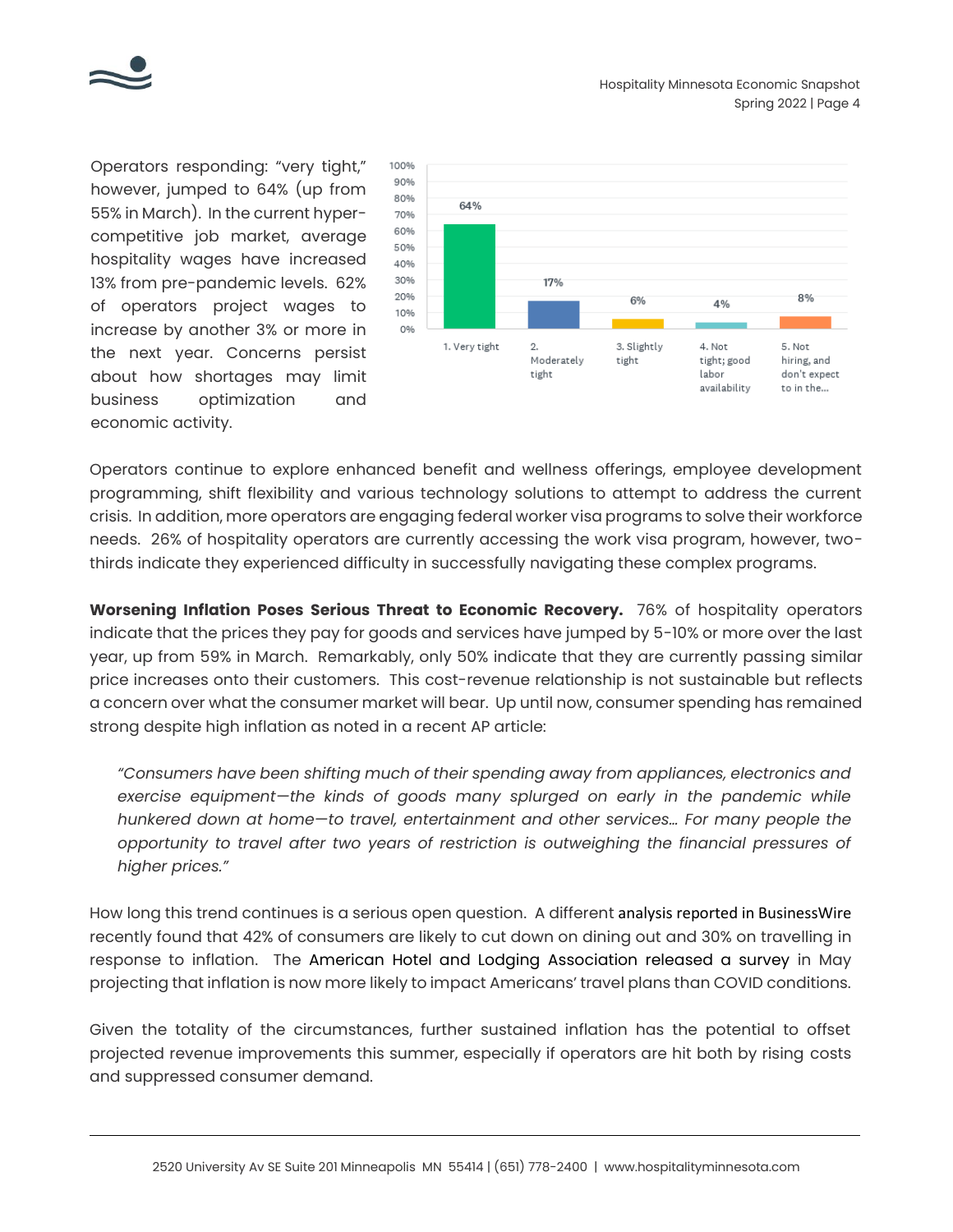Operators responding: "very tight," however, jumped to 64% (up from 55% in March). In the current hyper-competitive job market, average hospitality wages have increased 13% from pre-pandemic levels. 62% of operators project wages to increase by another 3% or more in the next year. Concerns persist about how shortages may limit business optimization and economic activity.

| Response | Percent |
| --- | --- |
| 1. Very tight | 64% |
| 2. Moderately tight | 17% |
| 3. Slightly tight | 6% |
| 4. Not tight; good labor availability | 4% |
| 5. Not hiring, and don't expect to in the... | 8% |

Operators continue to explore enhanced benefit and wellness offerings, employee development programming, shift flexibility and various technology solutions to attempt to address the current crisis. In addition, more operators are engaging federal worker visa programs to solve their workforce needs. 26% of hospitality operators are currently accessing the work visa program, however, two-thirds indicate they experienced difficulty in successfully navigating these complex programs.

**Worsening Inflation Poses Serious Threat to Economic Recovery.** 76% of hospitality operators indicate that the prices they pay for goods and services have jumped by 5-10% or more over the last year, up from 59% in March. Remarkably, only 50% indicate that they are currently passing similar price increases onto their customers. This cost-revenue relationship is not sustainable but reflects a concern over what the consumer market will bear. Up until now, consumer spending has remained strong despite high inflation as noted in a recent AP article:

> *"Consumers have been shifting much of their spending away from appliances, electronics and exercise equipment—the kinds of goods many splurged on early in the pandemic while hunkered down at home—to travel, entertainment and other services... For many people the opportunity to travel after two years of restriction is outweighing the financial pressures of higher prices."*

How long this trend continues is a serious open question. A different analysis reported in BusinessWire recently found that 42% of consumers are likely to cut down on dining out and 30% on travelling in response to inflation. The American Hotel and Lodging Association released a survey in May projecting that inflation is now more likely to impact Americans' travel plans than COVID conditions.

Given the totality of the circumstances, further sustained inflation has the potential to offset projected revenue improvements this summer, especially if operators are hit both by rising costs and suppressed consumer demand.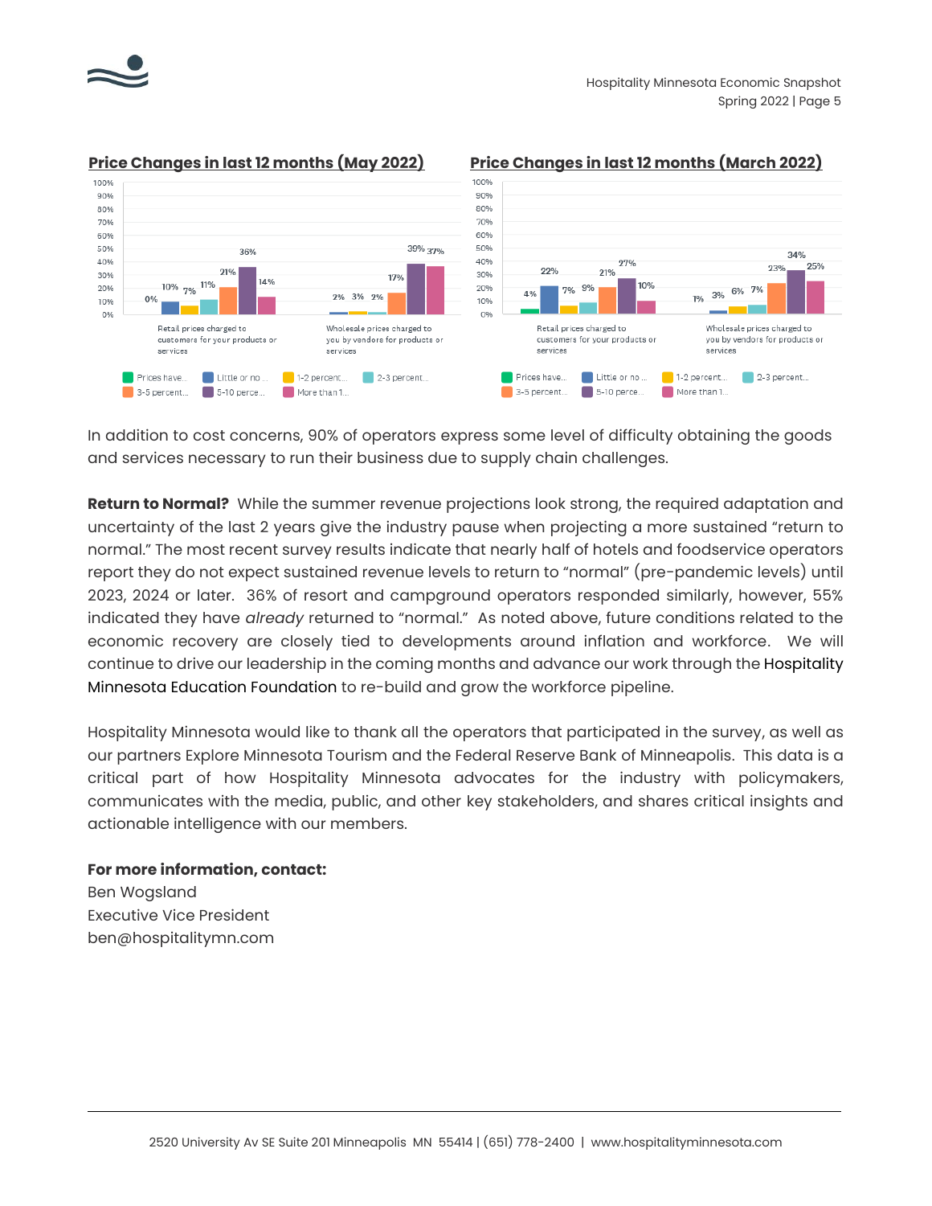**Price Changes in last 12 months (May 2022)**

100%
90%
80%
70%
60%
50%
40%
30%
20%
10%
0%

0%
10%
7%
11%
21%
36%
14%

2%
3%
2%
17%
39%
37%

Retail prices charged to customers for your products or services

Wholesale prices charged to you by vendors for products or services

Prices have...
Little or no...
1-2 percent...
2-3 percent...
3-5 percent...
5-10 perce...
More than 1...

**Price Changes in last 12 months (March 2022)**

100%
90%
80%
70%
60%
50%
40%
30%
20%
10%
0%

4%
22%
7%
9%
21%
27%
10%

1%
3%
6%
7%
23%
34%
25%

Retail prices charged to customers for your products or services

Wholesale prices charged to you by vendors for products or services

Prices have...
Little or no...
1-2 percent...
2-3 percent...
3-5 percent...
5-10 perce...
More than 1...

In addition to cost concerns, 90% of operators express some level of difficulty obtaining the goods and services necessary to run their business due to supply chain challenges.

**Return to Normal?** While the summer revenue projections look strong, the required adaptation and uncertainty of the last 2 years give the industry pause when projecting a more sustained "return to normal." The most recent survey results indicate that nearly half of hotels and foodservice operators report they do not expect sustained revenue levels to return to "normal" (pre-pandemic levels) until 2023, 2024 or later. 36% of resort and campground operators responded similarly, however, 55% indicated they have *already* returned to "normal." As noted above, future conditions related to the economic recovery are closely tied to developments around inflation and workforce. We will continue to drive our leadership in the coming months and advance our work through the Hospitality Minnesota Education Foundation to re-build and grow the workforce pipeline.

Hospitality Minnesota would like to thank all the operators that participated in the survey, as well as our partners Explore Minnesota Tourism and the Federal Reserve Bank of Minneapolis. This data is a critical part of how Hospitality Minnesota advocates for the industry with policymakers, communicates with the media, public, and other key stakeholders, and shares critical insights and actionable intelligence with our members.

**For more information, contact:**
Ben Wogsland
Executive Vice President
ben@hospitalitymn.com

2520 University Av SE Suite 201 Minneapolis MN 55414 | (651) 778-2400 | www.hospitalityminnesota.com